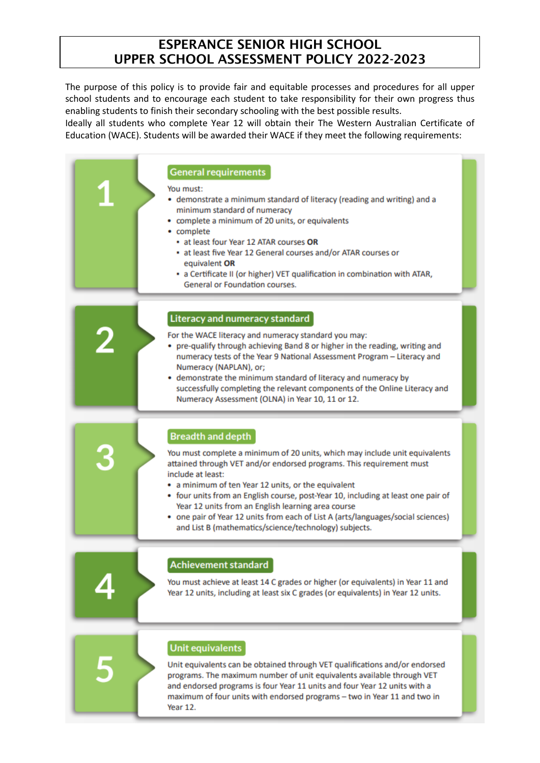# ESPERANCE SENIOR HIGH SCHOOL
# UPPER SCHOOL ASSESSMENT POLICY 2022-2023

The purpose of this policy is to provide fair and equitable processes and procedures for all upper school students and to encourage each student to take responsibility for their own progress thus enabling students to finish their secondary schooling with the best possible results.

Ideally all students who complete Year 12 will obtain their The Western Australian Certificate of Education (WACE). Students will be awarded their WACE if they meet the following requirements:

## 1 General requirements

You must:

- demonstrate a minimum standard of literacy (reading and writing) and a minimum standard of numeracy
- complete a minimum of 20 units, or equivalents
- complete
  - at least four Year 12 ATAR courses **OR**
  - at least five Year 12 General courses and/or ATAR courses or equivalent **OR**
  - a Certificate II (or higher) VET qualification in combination with ATAR, General or Foundation courses.

## 2 Literacy and numeracy standard

For the WACE literacy and numeracy standard you may:

- pre-qualify through achieving Band 8 or higher in the reading, writing and numeracy tests of the Year 9 National Assessment Program – Literacy and Numeracy (NAPLAN), or;
- demonstrate the minimum standard of literacy and numeracy by successfully completing the relevant components of the Online Literacy and Numeracy Assessment (OLNA) in Year 10, 11 or 12.

## 3 Breadth and depth

You must complete a minimum of 20 units, which may include unit equivalents attained through VET and/or endorsed programs. This requirement must include at least:

- a minimum of ten Year 12 units, or the equivalent
- four units from an English course, post-Year 10, including at least one pair of Year 12 units from an English learning area course
- one pair of Year 12 units from each of List A (arts/languages/social sciences) and List B (mathematics/science/technology) subjects.

## 4 Achievement standard

You must achieve at least 14 C grades or higher (or equivalents) in Year 11 and Year 12 units, including at least six C grades (or equivalents) in Year 12 units.

## 5 Unit equivalents

Unit equivalents can be obtained through VET qualifications and/or endorsed programs. The maximum number of unit equivalents available through VET and endorsed programs is four Year 11 units and four Year 12 units with a maximum of four units with endorsed programs – two in Year 11 and two in Year 12.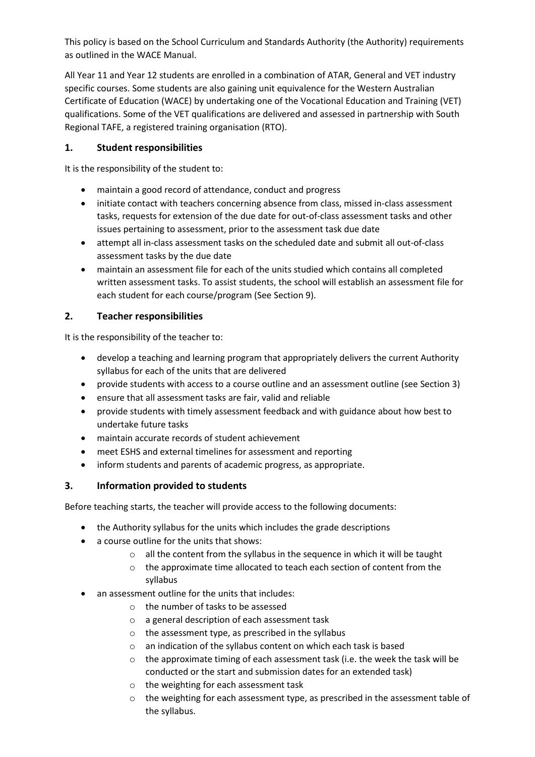This policy is based on the School Curriculum and Standards Authority (the Authority) requirements as outlined in the WACE Manual.

All Year 11 and Year 12 students are enrolled in a combination of ATAR, General and VET industry specific courses. Some students are also gaining unit equivalence for the Western Australian Certificate of Education (WACE) by undertaking one of the Vocational Education and Training (VET) qualifications. Some of the VET qualifications are delivered and assessed in partnership with South Regional TAFE, a registered training organisation (RTO).

## 1. Student responsibilities

It is the responsibility of the student to:

- maintain a good record of attendance, conduct and progress
- initiate contact with teachers concerning absence from class, missed in-class assessment tasks, requests for extension of the due date for out-of-class assessment tasks and other issues pertaining to assessment, prior to the assessment task due date
- attempt all in-class assessment tasks on the scheduled date and submit all out-of-class assessment tasks by the due date
- maintain an assessment file for each of the units studied which contains all completed written assessment tasks. To assist students, the school will establish an assessment file for each student for each course/program (See Section 9).

## 2. Teacher responsibilities

It is the responsibility of the teacher to:

- develop a teaching and learning program that appropriately delivers the current Authority syllabus for each of the units that are delivered
- provide students with access to a course outline and an assessment outline (see Section 3)
- ensure that all assessment tasks are fair, valid and reliable
- provide students with timely assessment feedback and with guidance about how best to undertake future tasks
- maintain accurate records of student achievement
- meet ESHS and external timelines for assessment and reporting
- inform students and parents of academic progress, as appropriate.

## 3. Information provided to students

Before teaching starts, the teacher will provide access to the following documents:

- the Authority syllabus for the units which includes the grade descriptions
- a course outline for the units that shows:
  - all the content from the syllabus in the sequence in which it will be taught
  - the approximate time allocated to teach each section of content from the syllabus
- an assessment outline for the units that includes:
  - the number of tasks to be assessed
  - a general description of each assessment task
  - the assessment type, as prescribed in the syllabus
  - an indication of the syllabus content on which each task is based
  - the approximate timing of each assessment task (i.e. the week the task will be conducted or the start and submission dates for an extended task)
  - the weighting for each assessment task
  - the weighting for each assessment type, as prescribed in the assessment table of the syllabus.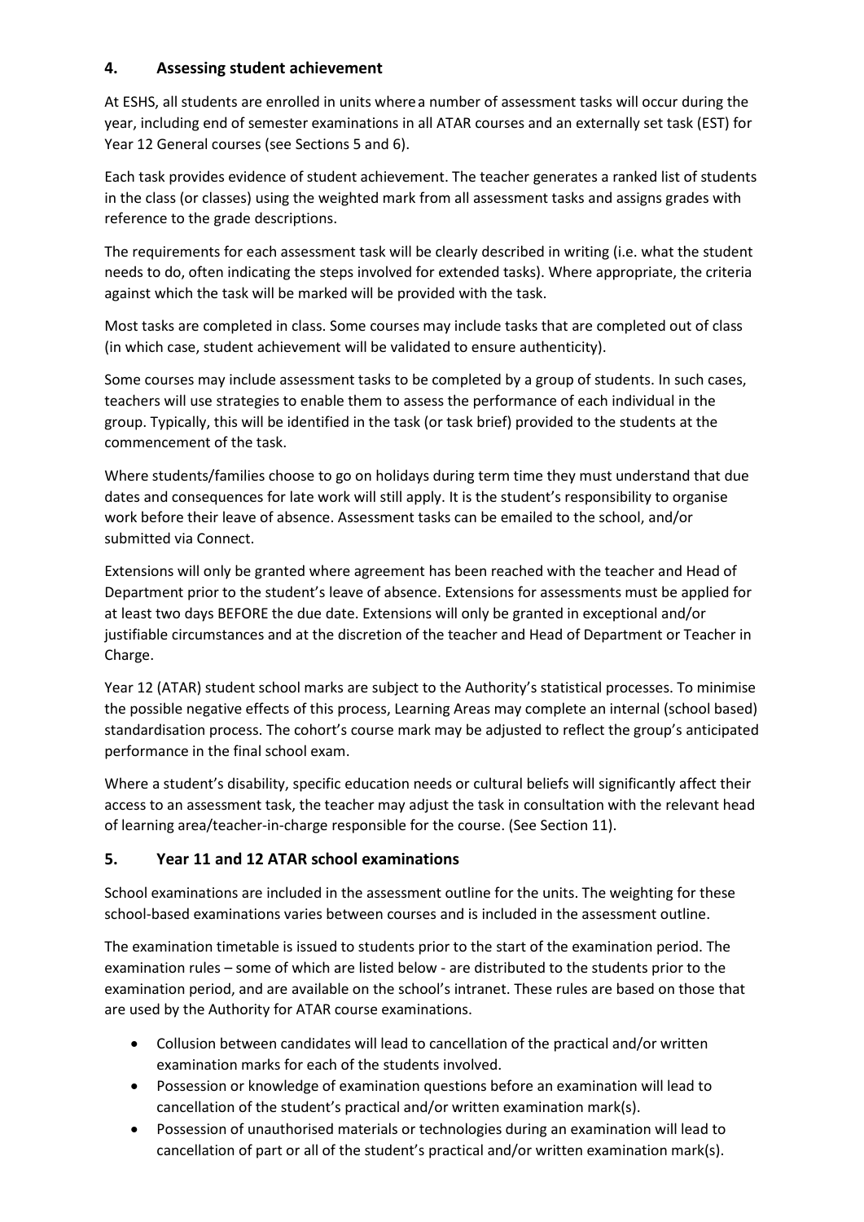## 4. Assessing student achievement

At ESHS, all students are enrolled in units where a number of assessment tasks will occur during the year, including end of semester examinations in all ATAR courses and an externally set task (EST) for Year 12 General courses (see Sections 5 and 6).

Each task provides evidence of student achievement. The teacher generates a ranked list of students in the class (or classes) using the weighted mark from all assessment tasks and assigns grades with reference to the grade descriptions.

The requirements for each assessment task will be clearly described in writing (i.e. what the student needs to do, often indicating the steps involved for extended tasks). Where appropriate, the criteria against which the task will be marked will be provided with the task.

Most tasks are completed in class. Some courses may include tasks that are completed out of class (in which case, student achievement will be validated to ensure authenticity).

Some courses may include assessment tasks to be completed by a group of students. In such cases, teachers will use strategies to enable them to assess the performance of each individual in the group. Typically, this will be identified in the task (or task brief) provided to the students at the commencement of the task.

Where students/families choose to go on holidays during term time they must understand that due dates and consequences for late work will still apply. It is the student's responsibility to organise work before their leave of absence. Assessment tasks can be emailed to the school, and/or submitted via Connect.

Extensions will only be granted where agreement has been reached with the teacher and Head of Department prior to the student's leave of absence. Extensions for assessments must be applied for at least two days BEFORE the due date. Extensions will only be granted in exceptional and/or justifiable circumstances and at the discretion of the teacher and Head of Department or Teacher in Charge.

Year 12 (ATAR) student school marks are subject to the Authority's statistical processes. To minimise the possible negative effects of this process, Learning Areas may complete an internal (school based) standardisation process. The cohort's course mark may be adjusted to reflect the group's anticipated performance in the final school exam.

Where a student's disability, specific education needs or cultural beliefs will significantly affect their access to an assessment task, the teacher may adjust the task in consultation with the relevant head of learning area/teacher-in-charge responsible for the course. (See Section 11).

## 5. Year 11 and 12 ATAR school examinations

School examinations are included in the assessment outline for the units. The weighting for these school-based examinations varies between courses and is included in the assessment outline.

The examination timetable is issued to students prior to the start of the examination period. The examination rules – some of which are listed below - are distributed to the students prior to the examination period, and are available on the school's intranet. These rules are based on those that are used by the Authority for ATAR course examinations.

- Collusion between candidates will lead to cancellation of the practical and/or written examination marks for each of the students involved.
- Possession or knowledge of examination questions before an examination will lead to cancellation of the student's practical and/or written examination mark(s).
- Possession of unauthorised materials or technologies during an examination will lead to cancellation of part or all of the student's practical and/or written examination mark(s).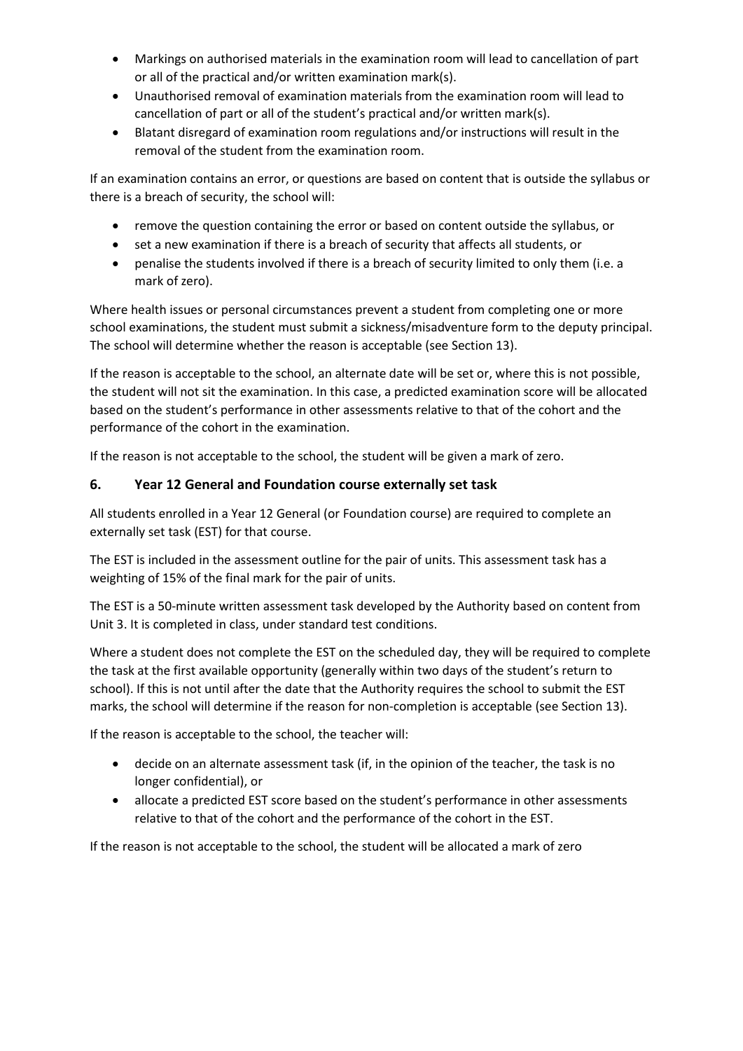- Markings on authorised materials in the examination room will lead to cancellation of part or all of the practical and/or written examination mark(s).
- Unauthorised removal of examination materials from the examination room will lead to cancellation of part or all of the student's practical and/or written mark(s).
- Blatant disregard of examination room regulations and/or instructions will result in the removal of the student from the examination room.

If an examination contains an error, or questions are based on content that is outside the syllabus or there is a breach of security, the school will:

- remove the question containing the error or based on content outside the syllabus, or
- set a new examination if there is a breach of security that affects all students, or
- penalise the students involved if there is a breach of security limited to only them (i.e. a mark of zero).

Where health issues or personal circumstances prevent a student from completing one or more school examinations, the student must submit a sickness/misadventure form to the deputy principal. The school will determine whether the reason is acceptable (see Section 13).

If the reason is acceptable to the school, an alternate date will be set or, where this is not possible, the student will not sit the examination. In this case, a predicted examination score will be allocated based on the student's performance in other assessments relative to that of the cohort and the performance of the cohort in the examination.

If the reason is not acceptable to the school, the student will be given a mark of zero.

## 6. Year 12 General and Foundation course externally set task

All students enrolled in a Year 12 General (or Foundation course) are required to complete an externally set task (EST) for that course.

The EST is included in the assessment outline for the pair of units. This assessment task has a weighting of 15% of the final mark for the pair of units.

The EST is a 50-minute written assessment task developed by the Authority based on content from Unit 3. It is completed in class, under standard test conditions.

Where a student does not complete the EST on the scheduled day, they will be required to complete the task at the first available opportunity (generally within two days of the student's return to school). If this is not until after the date that the Authority requires the school to submit the EST marks, the school will determine if the reason for non-completion is acceptable (see Section 13).

If the reason is acceptable to the school, the teacher will:

- decide on an alternate assessment task (if, in the opinion of the teacher, the task is no longer confidential), or
- allocate a predicted EST score based on the student's performance in other assessments relative to that of the cohort and the performance of the cohort in the EST.

If the reason is not acceptable to the school, the student will be allocated a mark of zero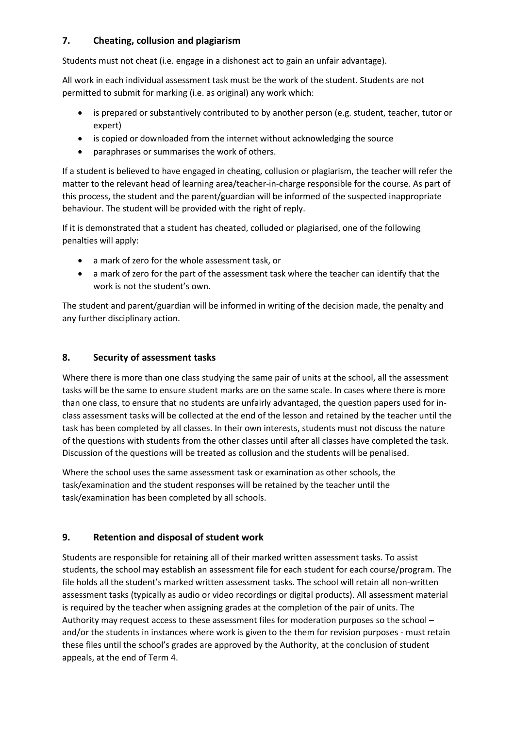## 7. Cheating, collusion and plagiarism

Students must not cheat (i.e. engage in a dishonest act to gain an unfair advantage).

All work in each individual assessment task must be the work of the student. Students are not permitted to submit for marking (i.e. as original) any work which:

- is prepared or substantively contributed to by another person (e.g. student, teacher, tutor or expert)
- is copied or downloaded from the internet without acknowledging the source
- paraphrases or summarises the work of others.

If a student is believed to have engaged in cheating, collusion or plagiarism, the teacher will refer the matter to the relevant head of learning area/teacher-in-charge responsible for the course. As part of this process, the student and the parent/guardian will be informed of the suspected inappropriate behaviour. The student will be provided with the right of reply.

If it is demonstrated that a student has cheated, colluded or plagiarised, one of the following penalties will apply:

- a mark of zero for the whole assessment task, or
- a mark of zero for the part of the assessment task where the teacher can identify that the work is not the student's own.

The student and parent/guardian will be informed in writing of the decision made, the penalty and any further disciplinary action.

## 8. Security of assessment tasks

Where there is more than one class studying the same pair of units at the school, all the assessment tasks will be the same to ensure student marks are on the same scale. In cases where there is more than one class, to ensure that no students are unfairly advantaged, the question papers used for in-class assessment tasks will be collected at the end of the lesson and retained by the teacher until the task has been completed by all classes. In their own interests, students must not discuss the nature of the questions with students from the other classes until after all classes have completed the task. Discussion of the questions will be treated as collusion and the students will be penalised.

Where the school uses the same assessment task or examination as other schools, the task/examination and the student responses will be retained by the teacher until the task/examination has been completed by all schools.

## 9. Retention and disposal of student work

Students are responsible for retaining all of their marked written assessment tasks. To assist students, the school may establish an assessment file for each student for each course/program. The file holds all the student's marked written assessment tasks. The school will retain all non-written assessment tasks (typically as audio or video recordings or digital products). All assessment material is required by the teacher when assigning grades at the completion of the pair of units. The Authority may request access to these assessment files for moderation purposes so the school – and/or the students in instances where work is given to the them for revision purposes - must retain these files until the school's grades are approved by the Authority, at the conclusion of student appeals, at the end of Term 4.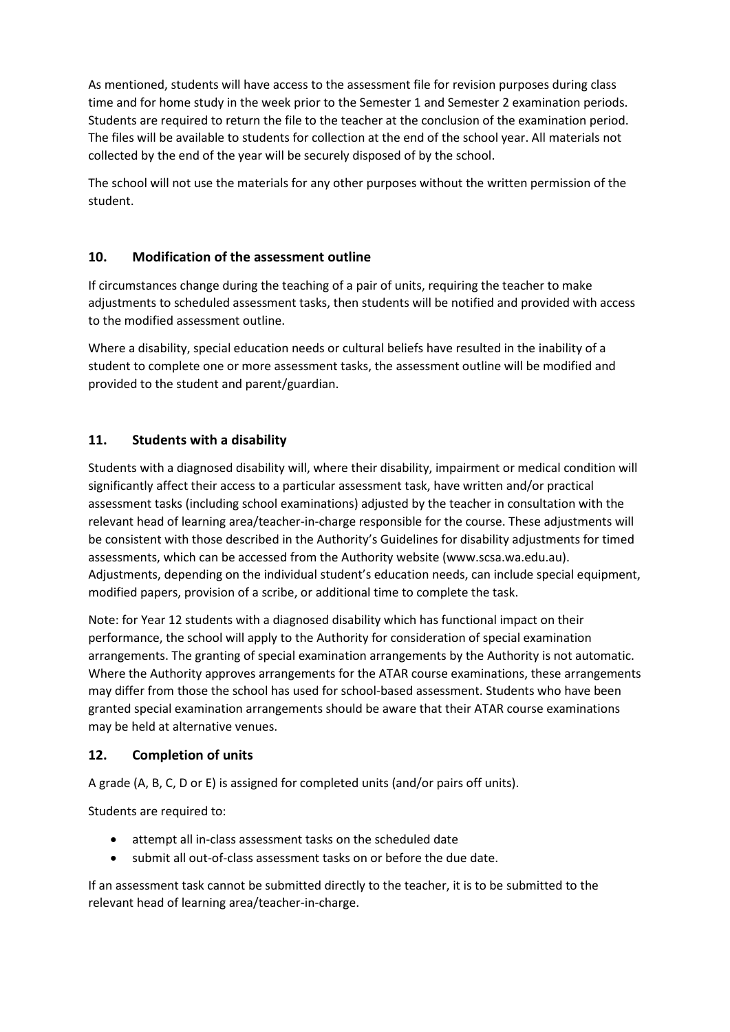As mentioned, students will have access to the assessment file for revision purposes during class time and for home study in the week prior to the Semester 1 and Semester 2 examination periods. Students are required to return the file to the teacher at the conclusion of the examination period. The files will be available to students for collection at the end of the school year. All materials not collected by the end of the year will be securely disposed of by the school.

The school will not use the materials for any other purposes without the written permission of the student.

## 10. Modification of the assessment outline

If circumstances change during the teaching of a pair of units, requiring the teacher to make adjustments to scheduled assessment tasks, then students will be notified and provided with access to the modified assessment outline.

Where a disability, special education needs or cultural beliefs have resulted in the inability of a student to complete one or more assessment tasks, the assessment outline will be modified and provided to the student and parent/guardian.

## 11. Students with a disability

Students with a diagnosed disability will, where their disability, impairment or medical condition will significantly affect their access to a particular assessment task, have written and/or practical assessment tasks (including school examinations) adjusted by the teacher in consultation with the relevant head of learning area/teacher-in-charge responsible for the course. These adjustments will be consistent with those described in the Authority's Guidelines for disability adjustments for timed assessments, which can be accessed from the Authority website (www.scsa.wa.edu.au). Adjustments, depending on the individual student's education needs, can include special equipment, modified papers, provision of a scribe, or additional time to complete the task.

Note: for Year 12 students with a diagnosed disability which has functional impact on their performance, the school will apply to the Authority for consideration of special examination arrangements. The granting of special examination arrangements by the Authority is not automatic. Where the Authority approves arrangements for the ATAR course examinations, these arrangements may differ from those the school has used for school-based assessment. Students who have been granted special examination arrangements should be aware that their ATAR course examinations may be held at alternative venues.

## 12. Completion of units

A grade (A, B, C, D or E) is assigned for completed units (and/or pairs off units).

Students are required to:

- attempt all in-class assessment tasks on the scheduled date
- submit all out-of-class assessment tasks on or before the due date.

If an assessment task cannot be submitted directly to the teacher, it is to be submitted to the relevant head of learning area/teacher-in-charge.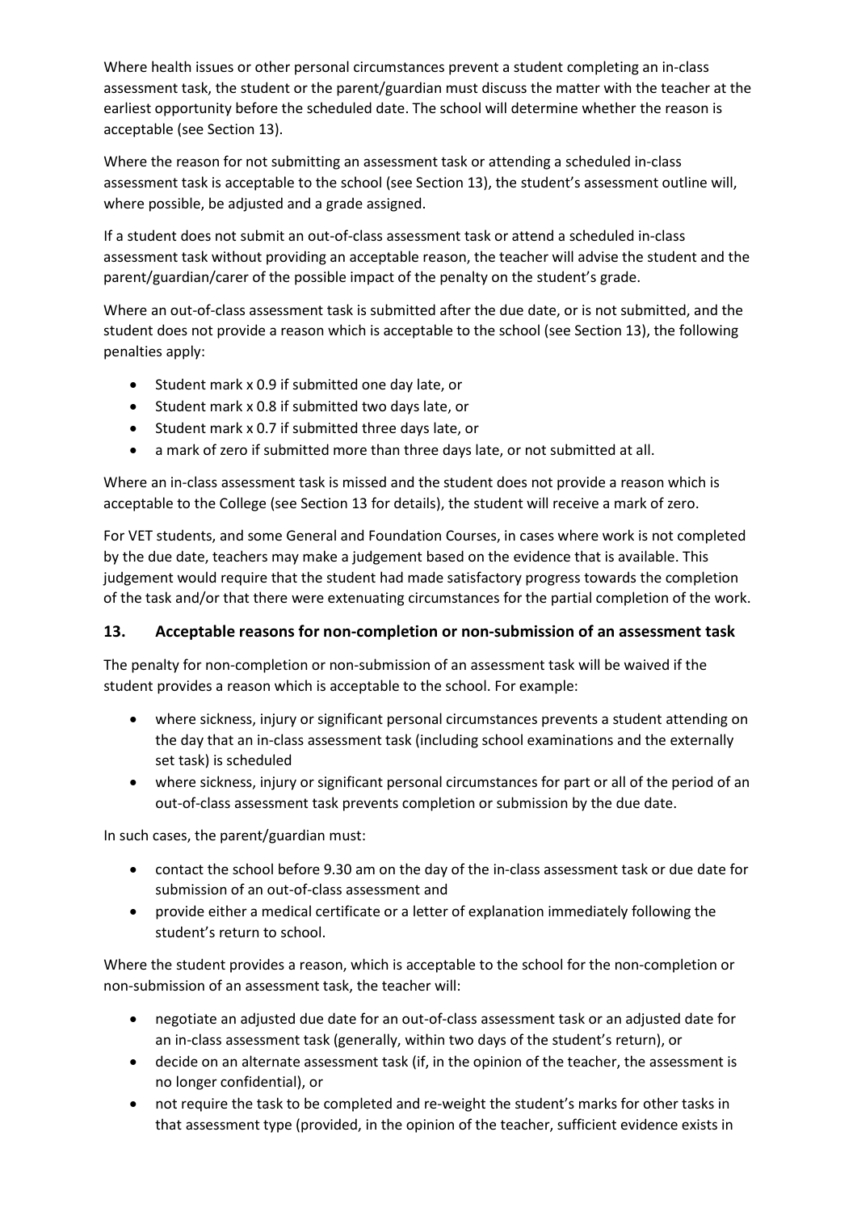Where health issues or other personal circumstances prevent a student completing an in-class assessment task, the student or the parent/guardian must discuss the matter with the teacher at the earliest opportunity before the scheduled date. The school will determine whether the reason is acceptable (see Section 13).

Where the reason for not submitting an assessment task or attending a scheduled in-class assessment task is acceptable to the school (see Section 13), the student's assessment outline will, where possible, be adjusted and a grade assigned.

If a student does not submit an out-of-class assessment task or attend a scheduled in-class assessment task without providing an acceptable reason, the teacher will advise the student and the parent/guardian/carer of the possible impact of the penalty on the student's grade.

Where an out-of-class assessment task is submitted after the due date, or is not submitted, and the student does not provide a reason which is acceptable to the school (see Section 13), the following penalties apply:

- Student mark x 0.9 if submitted one day late, or
- Student mark x 0.8 if submitted two days late, or
- Student mark x 0.7 if submitted three days late, or
- a mark of zero if submitted more than three days late, or not submitted at all.

Where an in-class assessment task is missed and the student does not provide a reason which is acceptable to the College (see Section 13 for details), the student will receive a mark of zero.

For VET students, and some General and Foundation Courses, in cases where work is not completed by the due date, teachers may make a judgement based on the evidence that is available. This judgement would require that the student had made satisfactory progress towards the completion of the task and/or that there were extenuating circumstances for the partial completion of the work.

## 13. Acceptable reasons for non-completion or non-submission of an assessment task

The penalty for non-completion or non-submission of an assessment task will be waived if the student provides a reason which is acceptable to the school. For example:

- where sickness, injury or significant personal circumstances prevents a student attending on the day that an in-class assessment task (including school examinations and the externally set task) is scheduled
- where sickness, injury or significant personal circumstances for part or all of the period of an out-of-class assessment task prevents completion or submission by the due date.

In such cases, the parent/guardian must:

- contact the school before 9.30 am on the day of the in-class assessment task or due date for submission of an out-of-class assessment and
- provide either a medical certificate or a letter of explanation immediately following the student's return to school.

Where the student provides a reason, which is acceptable to the school for the non-completion or non-submission of an assessment task, the teacher will:

- negotiate an adjusted due date for an out-of-class assessment task or an adjusted date for an in-class assessment task (generally, within two days of the student's return), or
- decide on an alternate assessment task (if, in the opinion of the teacher, the assessment is no longer confidential), or
- not require the task to be completed and re-weight the student's marks for other tasks in that assessment type (provided, in the opinion of the teacher, sufficient evidence exists in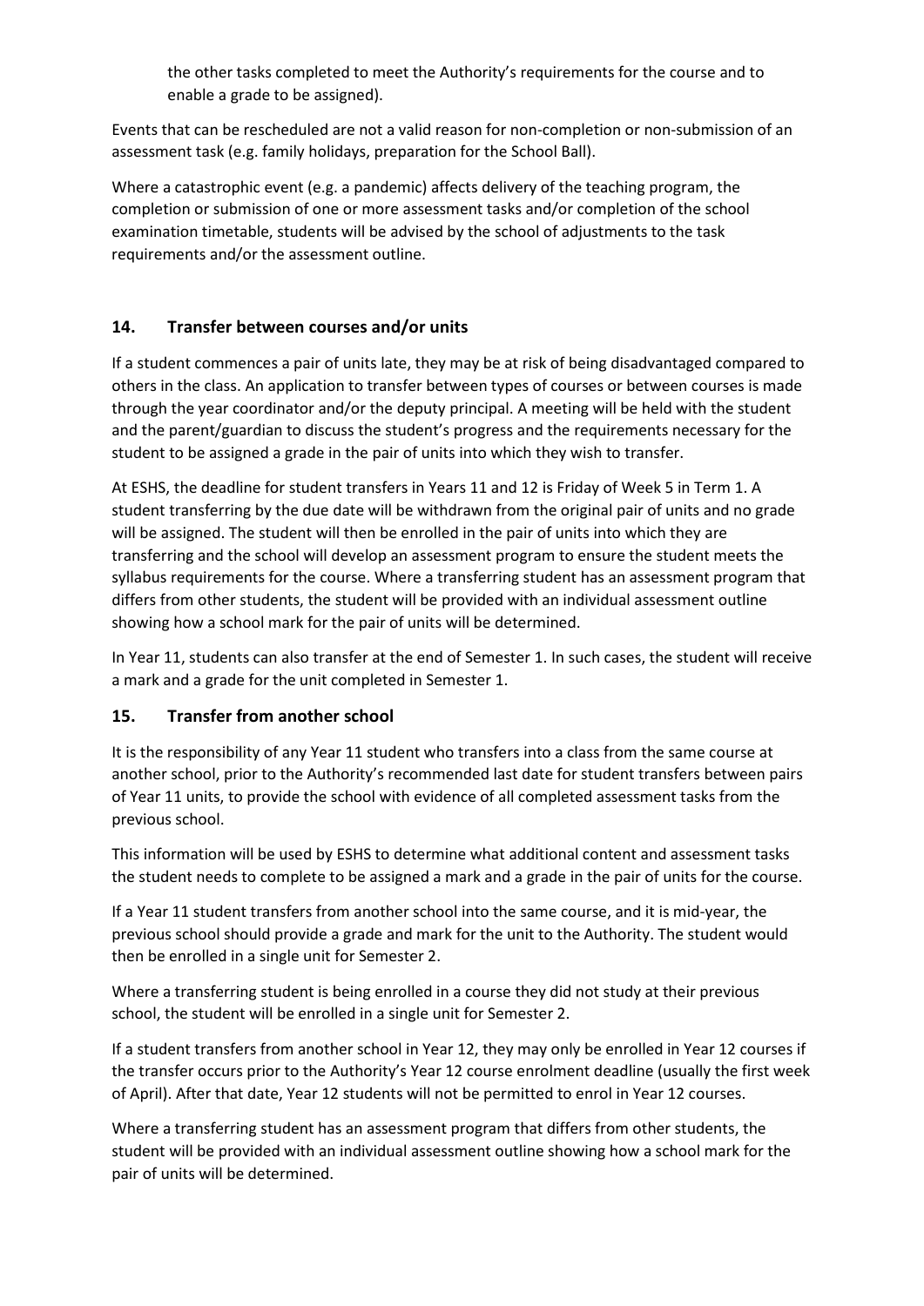the other tasks completed to meet the Authority's requirements for the course and to enable a grade to be assigned).

Events that can be rescheduled are not a valid reason for non-completion or non-submission of an assessment task (e.g. family holidays, preparation for the School Ball).

Where a catastrophic event (e.g. a pandemic) affects delivery of the teaching program, the completion or submission of one or more assessment tasks and/or completion of the school examination timetable, students will be advised by the school of adjustments to the task requirements and/or the assessment outline.

## 14. Transfer between courses and/or units

If a student commences a pair of units late, they may be at risk of being disadvantaged compared to others in the class. An application to transfer between types of courses or between courses is made through the year coordinator and/or the deputy principal. A meeting will be held with the student and the parent/guardian to discuss the student's progress and the requirements necessary for the student to be assigned a grade in the pair of units into which they wish to transfer.

At ESHS, the deadline for student transfers in Years 11 and 12 is Friday of Week 5 in Term 1. A student transferring by the due date will be withdrawn from the original pair of units and no grade will be assigned. The student will then be enrolled in the pair of units into which they are transferring and the school will develop an assessment program to ensure the student meets the syllabus requirements for the course. Where a transferring student has an assessment program that differs from other students, the student will be provided with an individual assessment outline showing how a school mark for the pair of units will be determined.

In Year 11, students can also transfer at the end of Semester 1. In such cases, the student will receive a mark and a grade for the unit completed in Semester 1.

## 15. Transfer from another school

It is the responsibility of any Year 11 student who transfers into a class from the same course at another school, prior to the Authority's recommended last date for student transfers between pairs of Year 11 units, to provide the school with evidence of all completed assessment tasks from the previous school.

This information will be used by ESHS to determine what additional content and assessment tasks the student needs to complete to be assigned a mark and a grade in the pair of units for the course.

If a Year 11 student transfers from another school into the same course, and it is mid-year, the previous school should provide a grade and mark for the unit to the Authority. The student would then be enrolled in a single unit for Semester 2.

Where a transferring student is being enrolled in a course they did not study at their previous school, the student will be enrolled in a single unit for Semester 2.

If a student transfers from another school in Year 12, they may only be enrolled in Year 12 courses if the transfer occurs prior to the Authority's Year 12 course enrolment deadline (usually the first week of April). After that date, Year 12 students will not be permitted to enrol in Year 12 courses.

Where a transferring student has an assessment program that differs from other students, the student will be provided with an individual assessment outline showing how a school mark for the pair of units will be determined.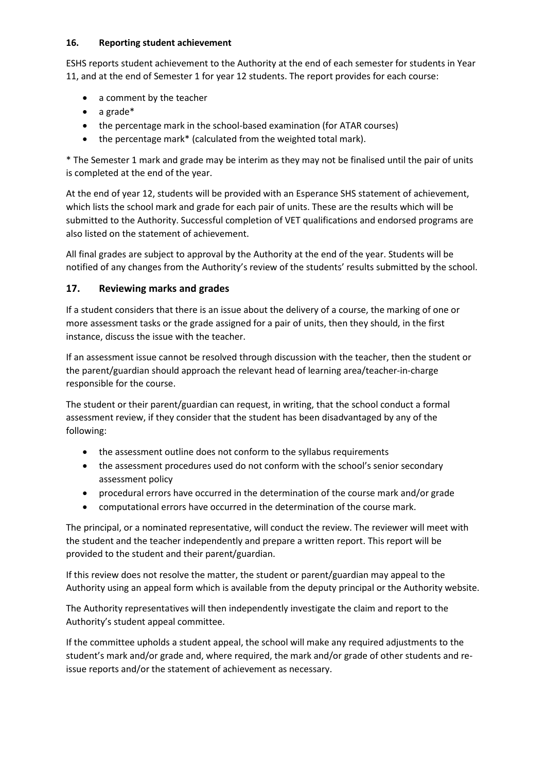## 16. Reporting student achievement

ESHS reports student achievement to the Authority at the end of each semester for students in Year 11, and at the end of Semester 1 for year 12 students. The report provides for each course:

- a comment by the teacher
- a grade*
- the percentage mark in the school-based examination (for ATAR courses)
- the percentage mark* (calculated from the weighted total mark).

* The Semester 1 mark and grade may be interim as they may not be finalised until the pair of units is completed at the end of the year.

At the end of year 12, students will be provided with an Esperance SHS statement of achievement, which lists the school mark and grade for each pair of units. These are the results which will be submitted to the Authority. Successful completion of VET qualifications and endorsed programs are also listed on the statement of achievement.

All final grades are subject to approval by the Authority at the end of the year. Students will be notified of any changes from the Authority's review of the students' results submitted by the school.

## 17. Reviewing marks and grades

If a student considers that there is an issue about the delivery of a course, the marking of one or more assessment tasks or the grade assigned for a pair of units, then they should, in the first instance, discuss the issue with the teacher.

If an assessment issue cannot be resolved through discussion with the teacher, then the student or the parent/guardian should approach the relevant head of learning area/teacher-in-charge responsible for the course.

The student or their parent/guardian can request, in writing, that the school conduct a formal assessment review, if they consider that the student has been disadvantaged by any of the following:

- the assessment outline does not conform to the syllabus requirements
- the assessment procedures used do not conform with the school's senior secondary assessment policy
- procedural errors have occurred in the determination of the course mark and/or grade
- computational errors have occurred in the determination of the course mark.

The principal, or a nominated representative, will conduct the review. The reviewer will meet with the student and the teacher independently and prepare a written report. This report will be provided to the student and their parent/guardian.

If this review does not resolve the matter, the student or parent/guardian may appeal to the Authority using an appeal form which is available from the deputy principal or the Authority website.

The Authority representatives will then independently investigate the claim and report to the Authority's student appeal committee.

If the committee upholds a student appeal, the school will make any required adjustments to the student's mark and/or grade and, where required, the mark and/or grade of other students and re-issue reports and/or the statement of achievement as necessary.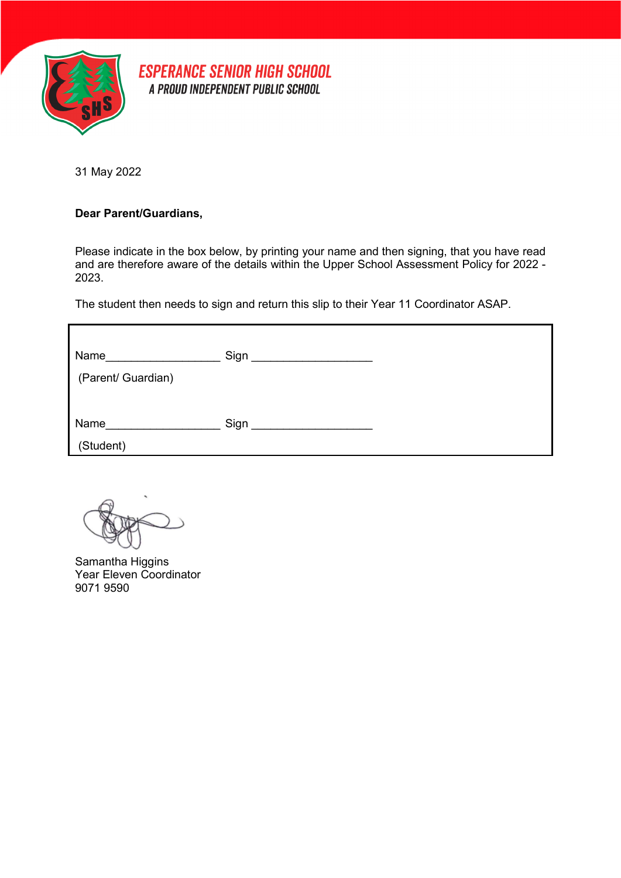ESPERANCE SENIOR HIGH SCHOOL

A PROUD INDEPENDENT PUBLIC SCHOOL

31 May 2022

**Dear Parent/Guardians,**

Please indicate in the box below, by printing your name and then signing, that you have read and are therefore aware of the details within the Upper School Assessment Policy for 2022 - 2023.

The student then needs to sign and return this slip to their Year 11 Coordinator ASAP.

Name__________________ Sign ___________________

(Parent/ Guardian)

Name__________________ Sign ___________________

(Student)

Samantha Higgins
Year Eleven Coordinator
9071 9590